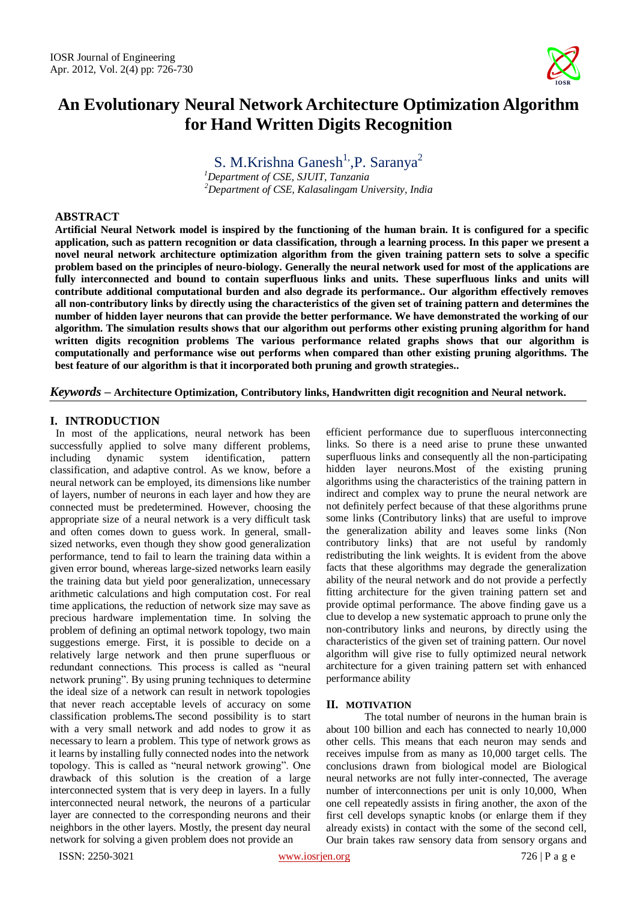# An Evolutionary Neural Network Architecture Optimization Algorithm for Hand Written Digits Recognition

S. M.Krishna Ganesh[1,], P. Saranya[2]

[1]*Department of CSE, SJUIT, Tanzania*
[2]*Department of CSE, Kalasalingam University, India*

## ABSTRACT

**Artificial Neural Network model is inspired by the functioning of the human brain. It is configured for a specific application, such as pattern recognition or data classification, through a learning process. In this paper we present a novel neural network architecture optimization algorithm from the given training pattern sets to solve a specific problem based on the principles of neuro-biology. Generally the neural network used for most of the applications are fully interconnected and bound to contain superfluous links and units. These superfluous links and units will contribute additional computational burden and also degrade its performance.. Our algorithm effectively removes all non-contributory links by directly using the characteristics of the given set of training pattern and determines the number of hidden layer neurons that can provide the better performance. We have demonstrated the working of our algorithm. The simulation results shows that our algorithm out performs other existing pruning algorithm for hand written digits recognition problems The various performance related graphs shows that our algorithm is computationally and performance wise out performs when compared than other existing pruning algorithms. The best feature of our algorithm is that it incorporated both pruning and growth strategies..**

***Keywords*** **– Architecture Optimization, Contributory links, Handwritten digit recognition and Neural network.**

## I. INTRODUCTION

In most of the applications, neural network has been successfully applied to solve many different problems, including dynamic system identification, pattern classification, and adaptive control. As we know, before a neural network can be employed, its dimensions like number of layers, number of neurons in each layer and how they are connected must be predetermined. However, choosing the appropriate size of a neural network is a very difficult task and often comes down to guess work. In general, small-sized networks, even though they show good generalization performance, tend to fail to learn the training data within a given error bound, whereas large-sized networks learn easily the training data but yield poor generalization, unnecessary arithmetic calculations and high computation cost. For real time applications, the reduction of network size may save as precious hardware implementation time. In solving the problem of defining an optimal network topology, two main suggestions emerge. First, it is possible to decide on a relatively large network and then prune superfluous or redundant connections. This process is called as "neural network pruning". By using pruning techniques to determine the ideal size of a network can result in network topologies that never reach acceptable levels of accuracy on some classification problems**.**The second possibility is to start with a very small network and add nodes to grow it as necessary to learn a problem. This type of network grows as it learns by installing fully connected nodes into the network topology. This is called as "neural network growing". One drawback of this solution is the creation of a large interconnected system that is very deep in layers. In a fully interconnected neural network, the neurons of a particular layer are connected to the corresponding neurons and their neighbors in the other layers. Mostly, the present day neural network for solving a given problem does not provide an efficient performance due to superfluous interconnecting links. So there is a need arise to prune these unwanted superfluous links and consequently all the non-participating hidden layer neurons.Most of the existing pruning algorithms using the characteristics of the training pattern in indirect and complex way to prune the neural network are not definitely perfect because of that these algorithms prune some links (Contributory links) that are useful to improve the generalization ability and leaves some links (Non contributory links) that are not useful by randomly redistributing the link weights. It is evident from the above facts that these algorithms may degrade the generalization ability of the neural network and do not provide a perfectly fitting architecture for the given training pattern set and provide optimal performance. The above finding gave us a clue to develop a new systematic approach to prune only the non-contributory links and neurons, by directly using the characteristics of the given set of training pattern. Our novel algorithm will give rise to fully optimized neural network architecture for a given training pattern set with enhanced performance ability

## II. MOTIVATION

The total number of neurons in the human brain is about 100 billion and each has connected to nearly 10,000 other cells. This means that each neuron may sends and receives impulse from as many as 10,000 target cells. The conclusions drawn from biological model are Biological neural networks are not fully inter-connected, The average number of interconnections per unit is only 10,000, When one cell repeatedly assists in firing another, the axon of the first cell develops synaptic knobs (or enlarge them if they already exists) in contact with the some of the second cell, Our brain takes raw sensory data from sensory organs and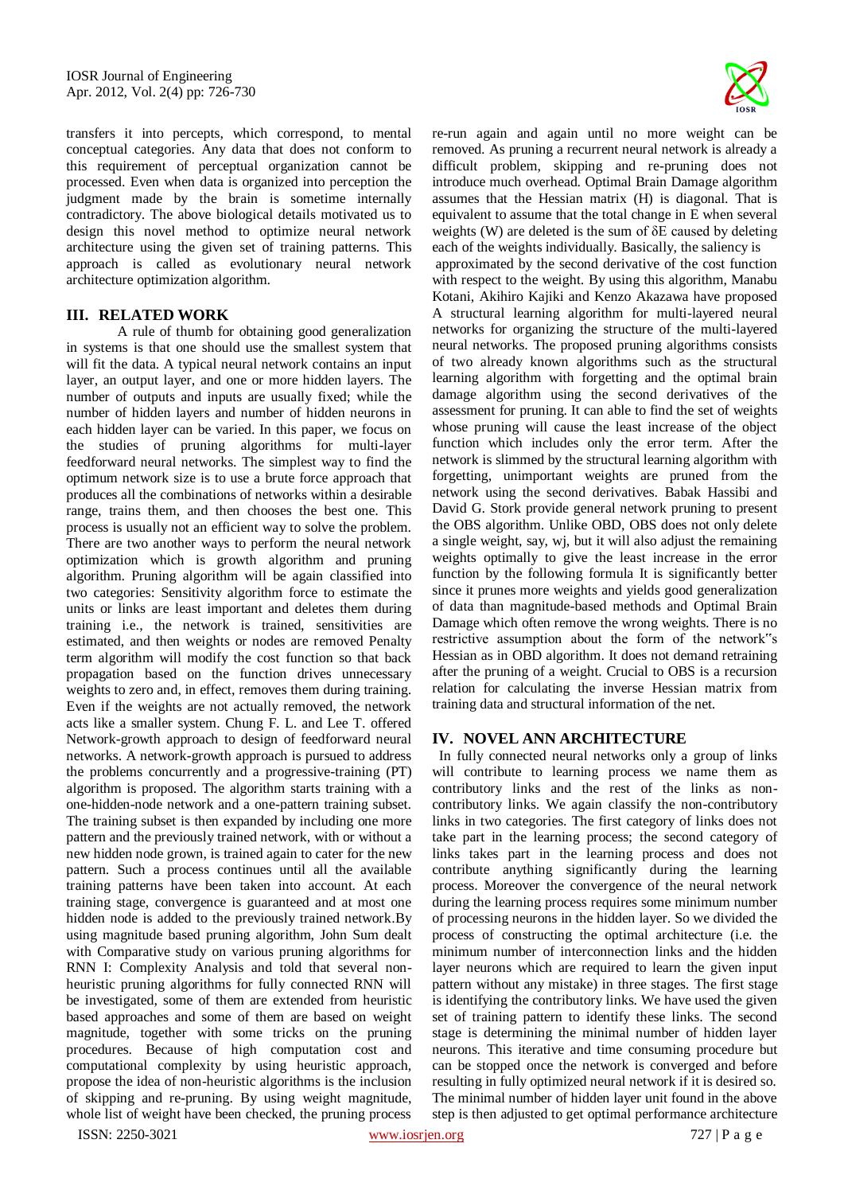transfers it into percepts, which correspond, to mental conceptual categories. Any data that does not conform to this requirement of perceptual organization cannot be processed. Even when data is organized into perception the judgment made by the brain is sometime internally contradictory. The above biological details motivated us to design this novel method to optimize neural network architecture using the given set of training patterns. This approach is called as evolutionary neural network architecture optimization algorithm.

## III. RELATED WORK

A rule of thumb for obtaining good generalization in systems is that one should use the smallest system that will fit the data. A typical neural network contains an input layer, an output layer, and one or more hidden layers. The number of outputs and inputs are usually fixed; while the number of hidden layers and number of hidden neurons in each hidden layer can be varied. In this paper, we focus on the studies of pruning algorithms for multi-layer feedforward neural networks. The simplest way to find the optimum network size is to use a brute force approach that produces all the combinations of networks within a desirable range, trains them, and then chooses the best one. This process is usually not an efficient way to solve the problem. There are two another ways to perform the neural network optimization which is growth algorithm and pruning algorithm. Pruning algorithm will be again classified into two categories: Sensitivity algorithm force to estimate the units or links are least important and deletes them during training i.e., the network is trained, sensitivities are estimated, and then weights or nodes are removed Penalty term algorithm will modify the cost function so that back propagation based on the function drives unnecessary weights to zero and, in effect, removes them during training. Even if the weights are not actually removed, the network acts like a smaller system. Chung F. L. and Lee T. offered Network-growth approach to design of feedforward neural networks. A network-growth approach is pursued to address the problems concurrently and a progressive-training (PT) algorithm is proposed. The algorithm starts training with a one-hidden-node network and a one-pattern training subset. The training subset is then expanded by including one more pattern and the previously trained network, with or without a new hidden node grown, is trained again to cater for the new pattern. Such a process continues until all the available training patterns have been taken into account. At each training stage, convergence is guaranteed and at most one hidden node is added to the previously trained network.By using magnitude based pruning algorithm, John Sum dealt with Comparative study on various pruning algorithms for RNN I: Complexity Analysis and told that several non-heuristic pruning algorithms for fully connected RNN will be investigated, some of them are extended from heuristic based approaches and some of them are based on weight magnitude, together with some tricks on the pruning procedures. Because of high computation cost and computational complexity by using heuristic approach, propose the idea of non-heuristic algorithms is the inclusion of skipping and re-pruning. By using weight magnitude, whole list of weight have been checked, the pruning process re-run again and again until no more weight can be removed. As pruning a recurrent neural network is already a difficult problem, skipping and re-pruning does not introduce much overhead. Optimal Brain Damage algorithm assumes that the Hessian matrix (H) is diagonal. That is equivalent to assume that the total change in E when several weights (W) are deleted is the sum of δE caused by deleting each of the weights individually. Basically, the saliency is approximated by the second derivative of the cost function with respect to the weight. By using this algorithm, Manabu Kotani, Akihiro Kajiki and Kenzo Akazawa have proposed A structural learning algorithm for multi-layered neural networks for organizing the structure of the multi-layered neural networks. The proposed pruning algorithms consists of two already known algorithms such as the structural learning algorithm with forgetting and the optimal brain damage algorithm using the second derivatives of the assessment for pruning. It can able to find the set of weights whose pruning will cause the least increase of the object function which includes only the error term. After the network is slimmed by the structural learning algorithm with forgetting, unimportant weights are pruned from the network using the second derivatives. Babak Hassibi and David G. Stork provide general network pruning to present the OBS algorithm. Unlike OBD, OBS does not only delete a single weight, say, wj, but it will also adjust the remaining weights optimally to give the least increase in the error function by the following formula It is significantly better since it prunes more weights and yields good generalization of data than magnitude-based methods and Optimal Brain Damage which often remove the wrong weights. There is no restrictive assumption about the form of the network"s Hessian as in OBD algorithm. It does not demand retraining after the pruning of a weight. Crucial to OBS is a recursion relation for calculating the inverse Hessian matrix from training data and structural information of the net.

## IV. NOVEL ANN ARCHITECTURE

In fully connected neural networks only a group of links will contribute to learning process we name them as contributory links and the rest of the links as non-contributory links. We again classify the non-contributory links in two categories. The first category of links does not take part in the learning process; the second category of links takes part in the learning process and does not contribute anything significantly during the learning process. Moreover the convergence of the neural network during the learning process requires some minimum number of processing neurons in the hidden layer. So we divided the process of constructing the optimal architecture (i.e. the minimum number of interconnection links and the hidden layer neurons which are required to learn the given input pattern without any mistake) in three stages. The first stage is identifying the contributory links. We have used the given set of training pattern to identify these links. The second stage is determining the minimal number of hidden layer neurons. This iterative and time consuming procedure but can be stopped once the network is converged and before resulting in fully optimized neural network if it is desired so. The minimal number of hidden layer unit found in the above step is then adjusted to get optimal performance architecture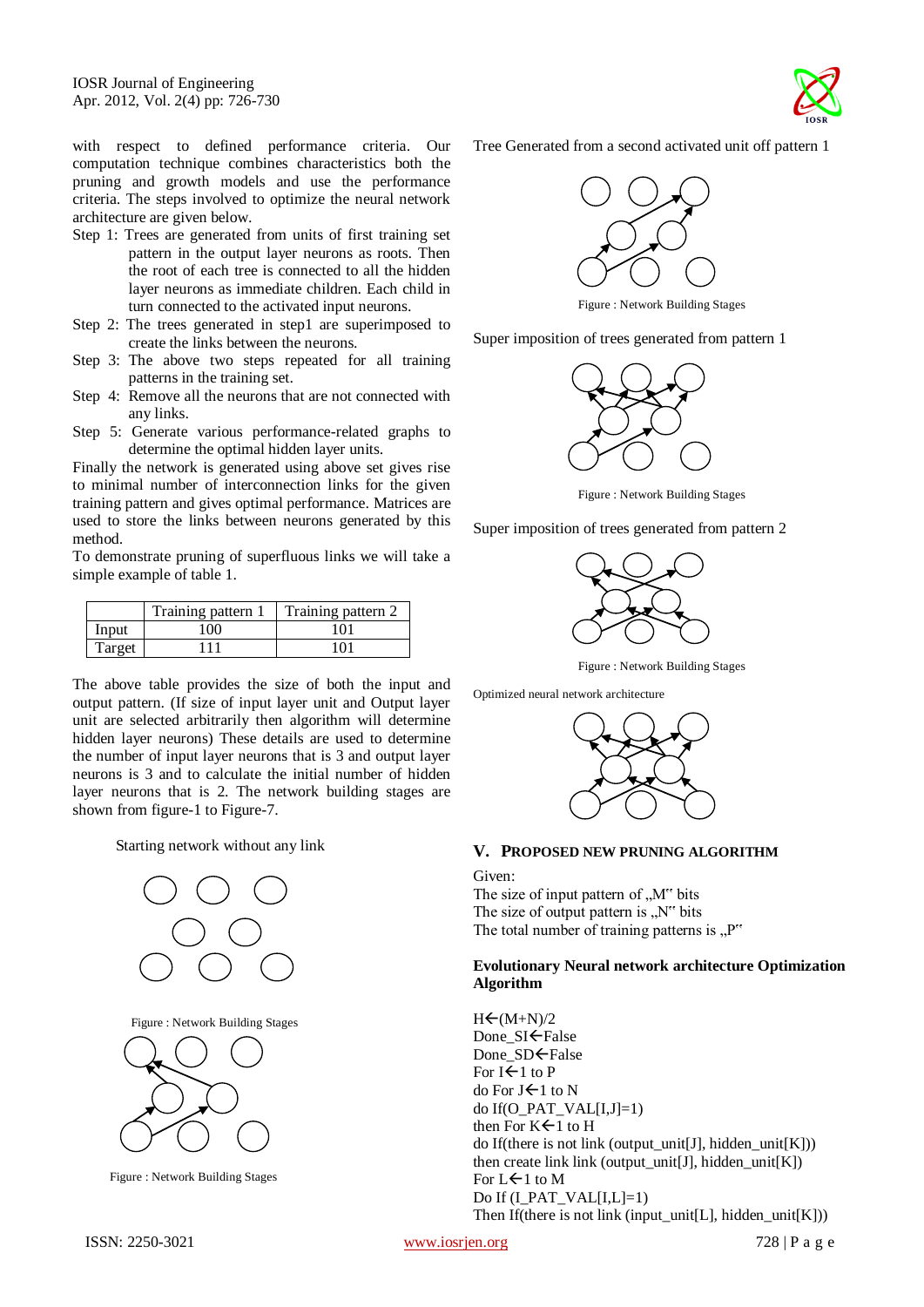with respect to defined performance criteria. Our computation technique combines characteristics both the pruning and growth models and use the performance criteria. The steps involved to optimize the neural network architecture are given below.

Step 1: Trees are generated from units of first training set pattern in the output layer neurons as roots. Then the root of each tree is connected to all the hidden layer neurons as immediate children. Each child in turn connected to the activated input neurons.

Step 2: The trees generated in step1 are superimposed to create the links between the neurons.

Step 3: The above two steps repeated for all training patterns in the training set.

Step 4: Remove all the neurons that are not connected with any links.

Step 5: Generate various performance-related graphs to determine the optimal hidden layer units.

Finally the network is generated using above set gives rise to minimal number of interconnection links for the given training pattern and gives optimal performance. Matrices are used to store the links between neurons generated by this method.

To demonstrate pruning of superfluous links we will take a simple example of table 1.

| | Training pattern 1 | Training pattern 2 |
|---|---|---|
| Input | 100 | 101 |
| Target | 111 | 101 |

The above table provides the size of both the input and output pattern. (If size of input layer unit and Output layer unit are selected arbitrarily then algorithm will determine hidden layer neurons) These details are used to determine the number of input layer neurons that is 3 and output layer neurons is 3 and to calculate the initial number of hidden layer neurons that is 2. The network building stages are shown from figure-1 to Figure-7.

Starting network without any link

Figure : Network Building Stages

Figure : Network Building Stages

Tree Generated from a second activated unit off pattern 1

Figure : Network Building Stages

Super imposition of trees generated from pattern 1

Figure : Network Building Stages

Super imposition of trees generated from pattern 2

Figure : Network Building Stages

Optimized neural network architecture

## V. PROPOSED NEW PRUNING ALGORITHM

Given:
The size of input pattern of „M" bits
The size of output pattern is „N" bits
The total number of training patterns is „P"

**Evolutionary Neural network architecture Optimization Algorithm**

```
H←(M+N)/2
Done_SI←False
Done_SD←False
For I←1 to P
do For J←1 to N
do If(O_PAT_VAL[I,J]=1)
then For K←1 to H
do If(there is not link (output_unit[J], hidden_unit[K]))
then create link link (output_unit[J], hidden_unit[K])
For L←1 to M
Do If (I_PAT_VAL[I,L]=1)
Then If(there is not link (input_unit[L], hidden_unit[K]))
```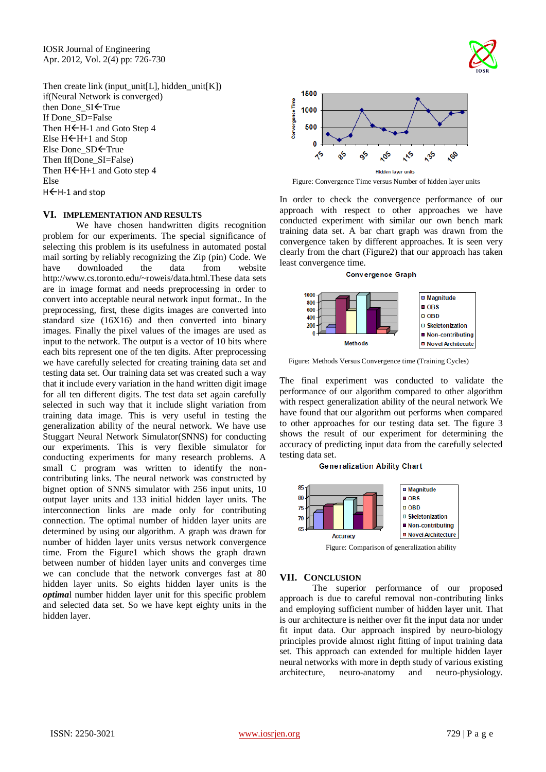Then create link (input_unit[L], hidden_unit[K])
if(Neural Network is converged)
then Done_SI←True
If Done_SD=False
Then H←H-1 and Goto Step 4
Else H←H+1 and Stop
Else Done_SD←True
Then If(Done_SI=False)
Then H←H+1 and Goto step 4
Else
H←H-1 and stop

## VI. IMPLEMENTATION AND RESULTS

We have chosen handwritten digits recognition problem for our experiments. The special significance of selecting this problem is its usefulness in automated postal mail sorting by reliably recognizing the Zip (pin) Code. We have downloaded the data from website http://www.cs.toronto.edu/~roweis/data.html.These data sets are in image format and needs preprocessing in order to convert into acceptable neural network input format.. In the preprocessing, first, these digits images are converted into standard size (16X16) and then converted into binary images. Finally the pixel values of the images are used as input to the network. The output is a vector of 10 bits where each bits represent one of the ten digits. After preprocessing we have carefully selected for creating training data set and testing data set. Our training data set was created such a way that it include every variation in the hand written digit image for all ten different digits. The test data set again carefully selected in such way that it include slight variation from training data image. This is very useful in testing the generalization ability of the neural network. We have use Stuggart Neural Network Simulator(SNNS) for conducting our experiments. This is very flexible simulator for conducting experiments for many research problems. A small C program was written to identify the non-contributing links. The neural network was constructed by bignet option of SNNS simulator with 256 input units, 10 output layer units and 133 initial hidden layer units. The interconnection links are made only for contributing connection. The optimal number of hidden layer units are determined by using our algorithm. A graph was drawn for number of hidden layer units versus network convergence time. From the Figure1 which shows the graph drawn between number of hidden layer units and converges time we can conclude that the network converges fast at 80 hidden layer units. So eights hidden layer units is the ***optima**l* number hidden layer unit for this specific problem and selected data set. So we have kept eighty units in the hidden layer.

Figure: Convergence Time versus Number of hidden layer units

In order to check the convergence performance of our approach with respect to other approaches we have conducted experiment with similar our own bench mark training data set. A bar chart graph was drawn from the convergence taken by different approaches. It is seen very clearly from the chart (Figure2) that our approach has taken least convergence time.

Figure: Methods Versus Convergence time (Training Cycles)

The final experiment was conducted to validate the performance of our algorithm compared to other algorithm with respect generalization ability of the neural network We have found that our algorithm out performs when compared to other approaches for our testing data set. The figure 3 shows the result of our experiment for determining the accuracy of predicting input data from the carefully selected testing data set.

Figure: Comparison of generalization ability

## VII. CONCLUSION

The superior performance of our proposed approach is due to careful removal non-contributing links and employing sufficient number of hidden layer unit. That is our architecture is neither over fit the input data nor under fit input data. Our approach inspired by neuro-biology principles provide almost right fitting of input training data set. This approach can extended for multiple hidden layer neural networks with more in depth study of various existing architecture, neuro-anatomy and neuro-physiology.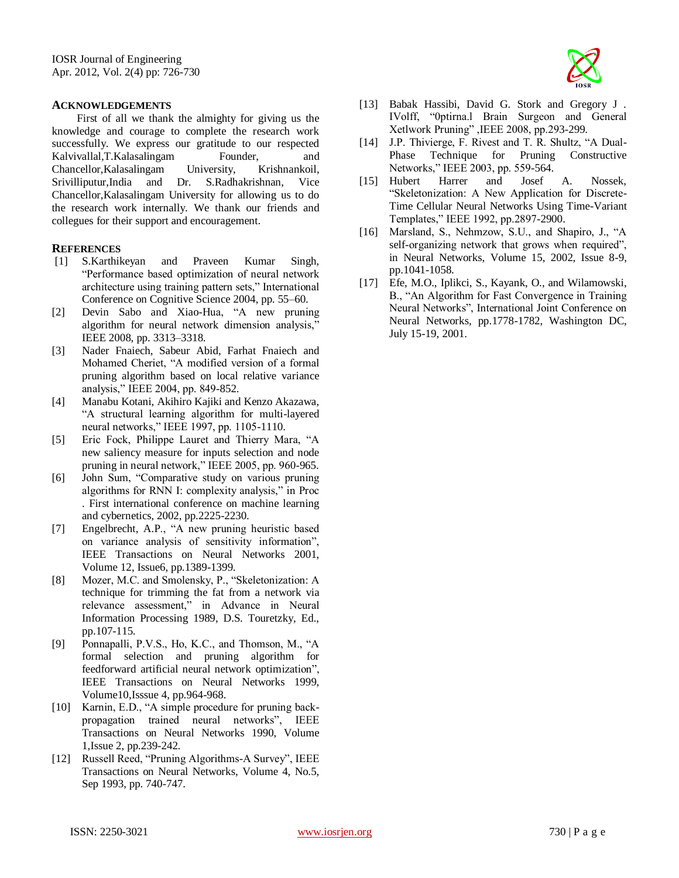## ACKNOWLEDGEMENTS

First of all we thank the almighty for giving us the knowledge and courage to complete the research work successfully. We express our gratitude to our respected Kalvivallal,T.Kalasalingam Founder, and Chancellor,Kalasalingam University, Krishnankoil, Srivilliputur,India and Dr. S.Radhakrishnan, Vice Chancellor,Kalasalingam University for allowing us to do the research work internally. We thank our friends and collegues for their support and encouragement.

## REFERENCES

[1] S.Karthikeyan and Praveen Kumar Singh, "Performance based optimization of neural network architecture using training pattern sets," International Conference on Cognitive Science 2004, pp. 55–60.

[2] Devin Sabo and Xiao-Hua, "A new pruning algorithm for neural network dimension analysis," IEEE 2008, pp. 3313–3318.

[3] Nader Fnaiech, Sabeur Abid, Farhat Fnaiech and Mohamed Cheriet, "A modified version of a formal pruning algorithm based on local relative variance analysis," IEEE 2004, pp. 849-852.

[4] Manabu Kotani, Akihiro Kajiki and Kenzo Akazawa, "A structural learning algorithm for multi-layered neural networks," IEEE 1997, pp. 1105-1110.

[5] Eric Fock, Philippe Lauret and Thierry Mara, "A new saliency measure for inputs selection and node pruning in neural network," IEEE 2005, pp. 960-965.

[6] John Sum, "Comparative study on various pruning algorithms for RNN I: complexity analysis," in Proc . First international conference on machine learning and cybernetics, 2002, pp.2225-2230.

[7] Engelbrecht, A.P., "A new pruning heuristic based on variance analysis of sensitivity information", IEEE Transactions on Neural Networks 2001, Volume 12, Issue6, pp.1389-1399.

[8] Mozer, M.C. and Smolensky, P., "Skeletonization: A technique for trimming the fat from a network via relevance assessment," in Advance in Neural Information Processing 1989, D.S. Touretzky, Ed., pp.107-115.

[9] Ponnapalli, P.V.S., Ho, K.C., and Thomson, M., "A formal selection and pruning algorithm for feedforward artificial neural network optimization", IEEE Transactions on Neural Networks 1999, Volume10,Isssue 4, pp.964-968.

[10] Karnin, E.D., "A simple procedure for pruning back-propagation trained neural networks", IEEE Transactions on Neural Networks 1990, Volume 1,Issue 2, pp.239-242.

[12] Russell Reed, "Pruning Algorithms-A Survey", IEEE Transactions on Neural Networks, Volume 4, No.5, Sep 1993, pp. 740-747.

[13] Babak Hassibi, David G. Stork and Gregory J . IVolff, "0ptirna.l Brain Surgeon and General Xetlwork Pruning" ,IEEE 2008, pp.293-299.

[14] J.P. Thivierge, F. Rivest and T. R. Shultz, "A Dual-Phase Technique for Pruning Constructive Networks," IEEE 2003, pp. 559-564.

[15] Hubert Harrer and Josef A. Nossek, "Skeletonization: A New Application for Discrete-Time Cellular Neural Networks Using Time-Variant Templates," IEEE 1992, pp.2897-2900.

[16] Marsland, S., Nehmzow, S.U., and Shapiro, J., "A self-organizing network that grows when required", in Neural Networks, Volume 15, 2002, Issue 8-9, pp.1041-1058.

[17] Efe, M.O., Iplikci, S., Kayank, O., and Wilamowski, B., "An Algorithm for Fast Convergence in Training Neural Networks", International Joint Conference on Neural Networks, pp.1778-1782, Washington DC, July 15-19, 2001.